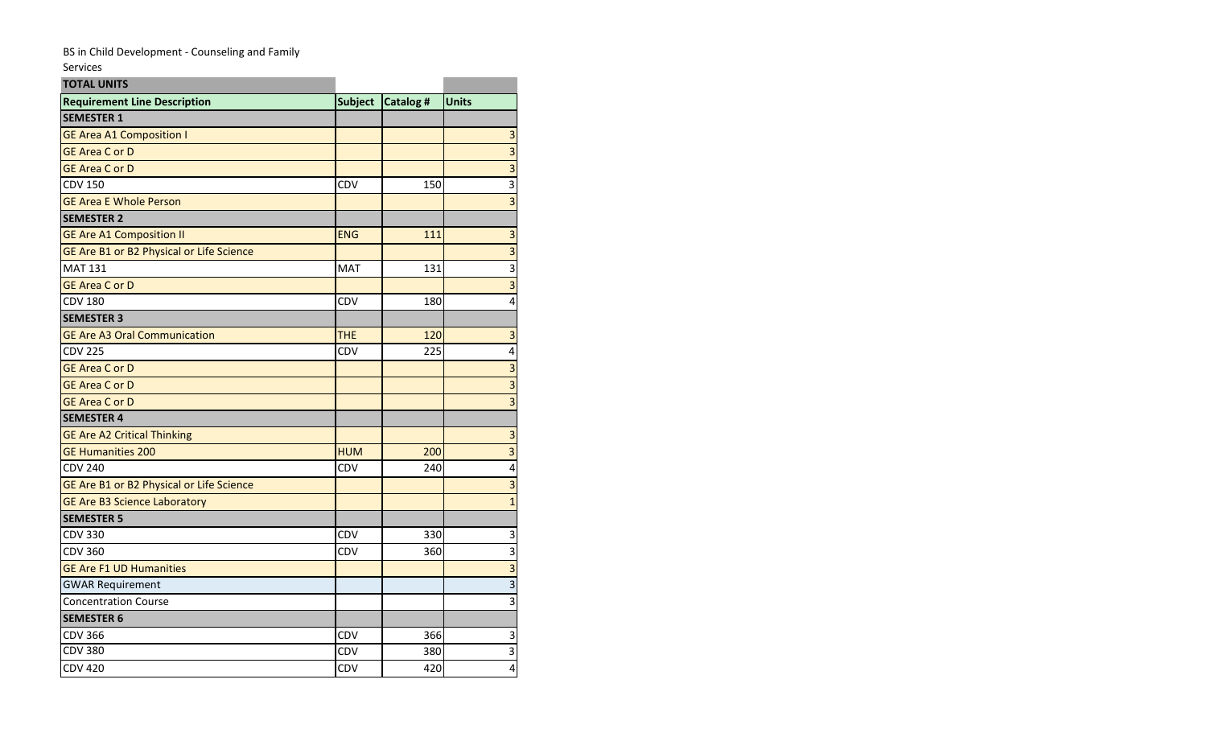BS in Child Development - Counseling and Family Services

| TOTAL UNITS | | | |
|---|---|---|---|
| **Requirement Line Description** | **Subject** | **Catalog #** | **Units** |
| **SEMESTER 1** | | | |
| GE Area A1 Composition I | | | 3 |
| GE Area C or D | | | 3 |
| GE Area C or D | | | 3 |
| CDV 150 | CDV | 150 | 3 |
| GE Area E Whole Person | | | 3 |
| **SEMESTER 2** | | | |
| GE Are A1 Composition II | ENG | 111 | 3 |
| GE Are B1 or B2 Physical or Life Science | | | 3 |
| MAT 131 | MAT | 131 | 3 |
| GE Area C or D | | | 3 |
| CDV 180 | CDV | 180 | 4 |
| **SEMESTER 3** | | | |
| GE Are A3 Oral Communication | THE | 120 | 3 |
| CDV 225 | CDV | 225 | 4 |
| GE Area C or D | | | 3 |
| GE Area C or D | | | 3 |
| GE Area C or D | | | 3 |
| **SEMESTER 4** | | | |
| GE Are A2 Critical Thinking | | | 3 |
| GE Humanities 200 | HUM | 200 | 3 |
| CDV 240 | CDV | 240 | 4 |
| GE Are B1 or B2 Physical or Life Science | | | 3 |
| GE Are B3 Science Laboratory | | | 1 |
| **SEMESTER 5** | | | |
| CDV 330 | CDV | 330 | 3 |
| CDV 360 | CDV | 360 | 3 |
| GE Are F1 UD Humanities | | | 3 |
| GWAR Requirement | | | 3 |
| Concentration Course | | | 3 |
| **SEMESTER 6** | | | |
| CDV 366 | CDV | 366 | 3 |
| CDV 380 | CDV | 380 | 3 |
| CDV 420 | CDV | 420 | 4 |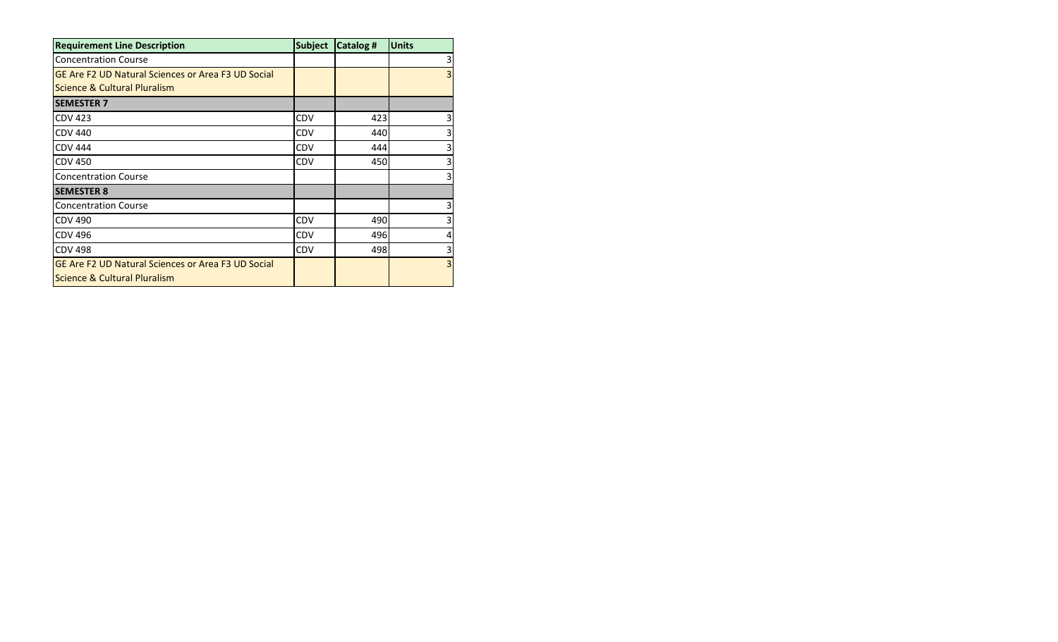| Requirement Line Description | Subject | Catalog # | Units |
| --- | --- | --- | --- |
| Concentration Course | | | 3 |
| GE Are F2 UD Natural Sciences or Area F3 UD Social Science & Cultural Pluralism | | | 3 |
| **SEMESTER 7** | | | |
| CDV 423 | CDV | 423 | 3 |
| CDV 440 | CDV | 440 | 3 |
| CDV 444 | CDV | 444 | 3 |
| CDV 450 | CDV | 450 | 3 |
| Concentration Course | | | 3 |
| **SEMESTER 8** | | | |
| Concentration Course | | | 3 |
| CDV 490 | CDV | 490 | 3 |
| CDV 496 | CDV | 496 | 4 |
| CDV 498 | CDV | 498 | 3 |
| GE Are F2 UD Natural Sciences or Area F3 UD Social Science & Cultural Pluralism | | | 3 |